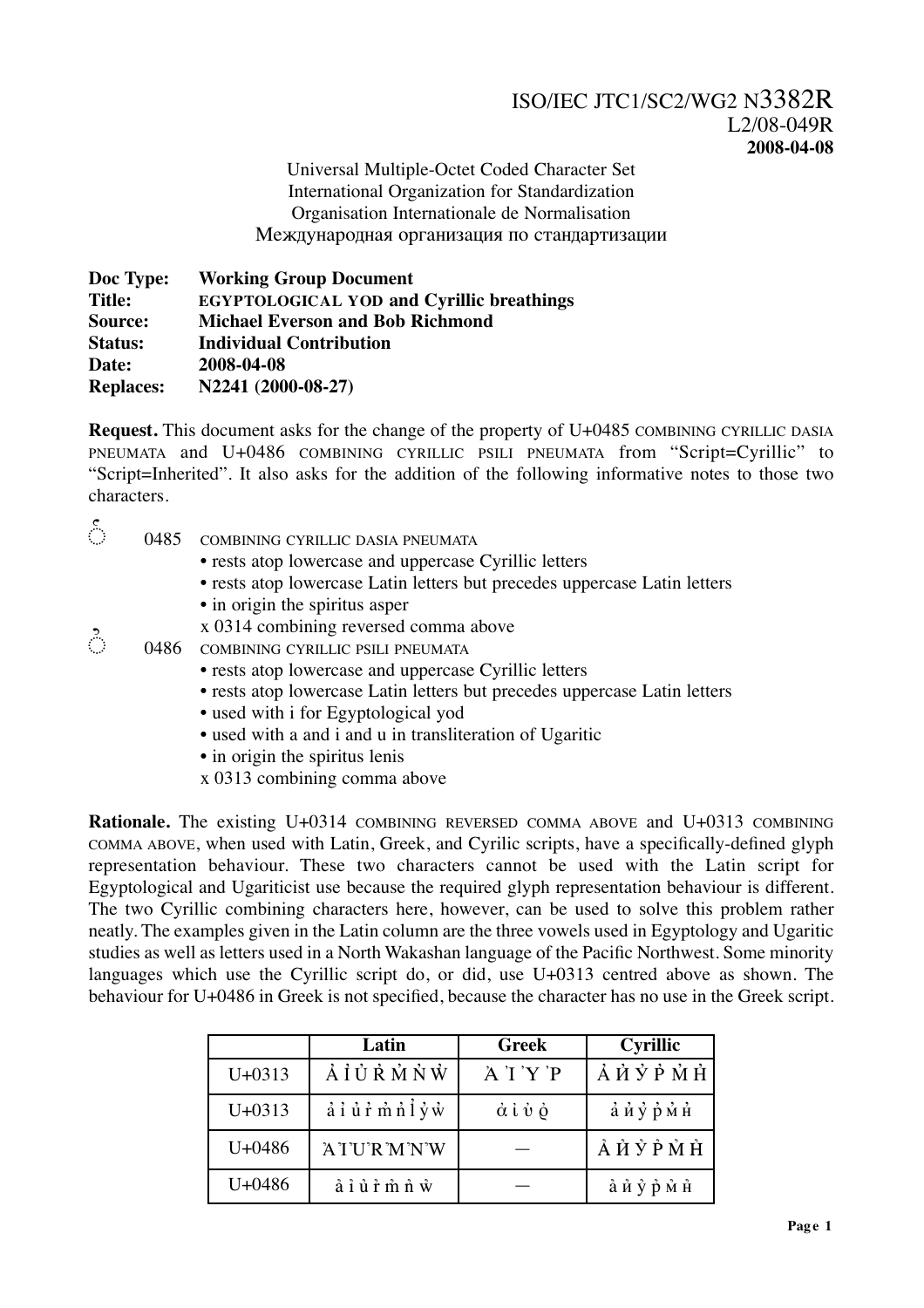ISO/IEC JTC1/SC2/WG2 N3382R
L2/08-049R
**2008-04-08**

Universal Multiple-Octet Coded Character Set
International Organization for Standardization
Organisation Internationale de Normalisation
Международная организация по стандартизации

**Doc Type:** **Working Group Document**
**Title:** **EGYPTOLOGICAL YOD and Cyrillic breathings**
**Source:** **Michael Everson and Bob Richmond**
**Status:** **Individual Contribution**
**Date:** **2008-04-08**
**Replaces:** **N2241 (2000-08-27)**

**Request.** This document asks for the change of the property of U+0485 COMBINING CYRILLIC DASIA PNEUMATA and U+0486 COMBINING CYRILLIC PSILI PNEUMATA from “Script=Cyrillic” to “Script=Inherited”. It also asks for the addition of the following informative notes to those two characters.

◌҅ 0485 COMBINING CYRILLIC DASIA PNEUMATA
- rests atop lowercase and uppercase Cyrillic letters
- rests atop lowercase Latin letters but precedes uppercase Latin letters
- in origin the spiritus asper

x 0314 combining reversed comma above

◌҆ 0486 COMBINING CYRILLIC PSILI PNEUMATA
- rests atop lowercase and uppercase Cyrillic letters
- rests atop lowercase Latin letters but precedes uppercase Latin letters
- used with i for Egyptological yod
- used with a and i and u in transliteration of Ugaritic
- in origin the spiritus lenis

x 0313 combining comma above

**Rationale.** The existing U+0314 COMBINING REVERSED COMMA ABOVE and U+0313 COMBINING COMMA ABOVE, when used with Latin, Greek, and Cyrilic scripts, have a specifically-defined glyph representation behaviour. These two characters cannot be used with the Latin script for Egyptological and Ugariticist use because the required glyph representation behaviour is different. The two Cyrillic combining characters here, however, can be used to solve this problem rather neatly. The examples given in the Latin column are the three vowels used in Egyptology and Ugaritic studies as well as letters used in a North Wakashan language of the Pacific Northwest. Some minority languages which use the Cyrillic script do, or did, use U+0313 centred above as shown. The behaviour for U+0486 in Greek is not specified, because the character has no use in the Greek script.

| | Latin | Greek | Cyrillic |
|---|---|---|---|
| U+0313 | A̓ I̓ U̓ R̓ M̓ N̓ W̓ | Ἀ Ἰ Ὑ Ῥ | А̓ Й̓ Ў̓ Р̓ М̓ Н̓ |
| U+0313 | a̓ i̓ u̓ r̓ m̓ n̓ l̓ y̓ w̓ | ἀ ἰ ὐ ῤ | а̓ й̓ ў̓ р̓ м̓ н̓ |
| U+0486 | ҆A ҆I ҆U ҆R ҆M ҆N ҆W | — | А҆ Й҆ Ў҆ Р҆ М҆ Н҆ |
| U+0486 | a҆ i҆ u҆ r҆ m҆ n҆ w҆ | — | а҆ й҆ ў҆ р҆ м҆ н҆ |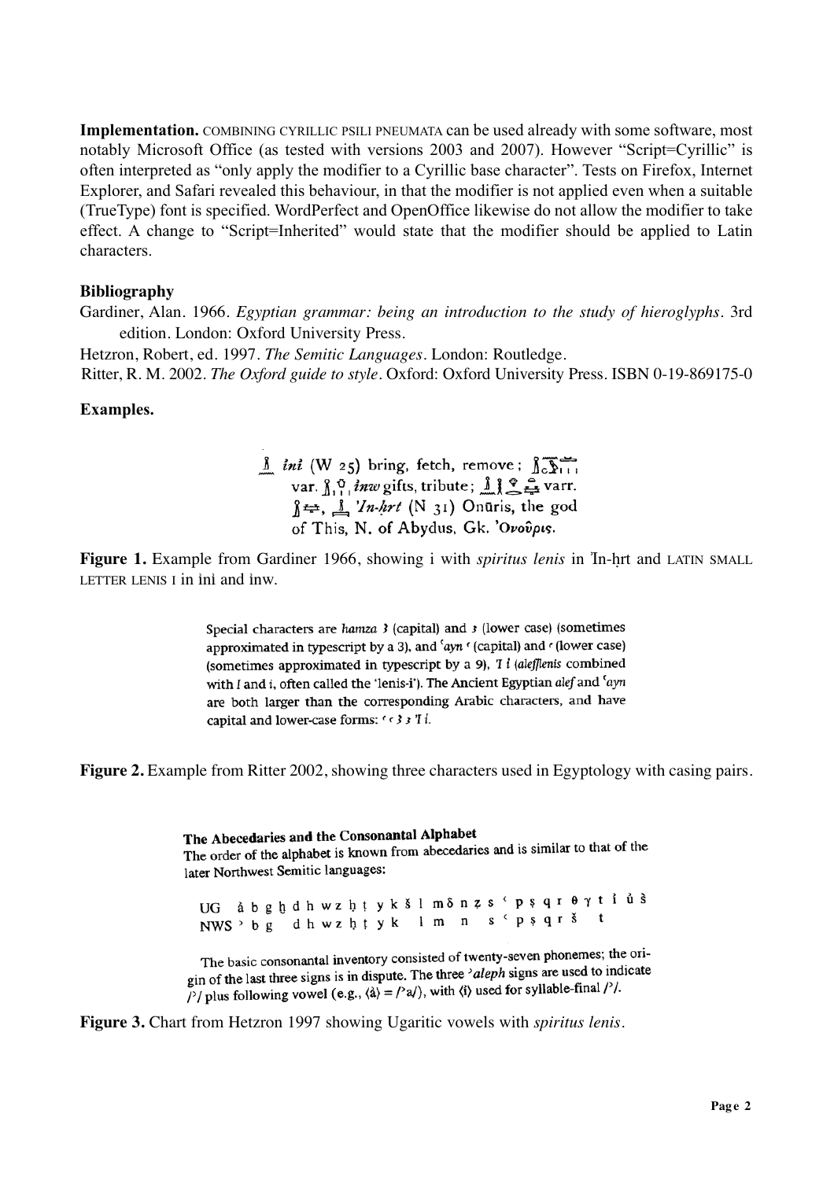**Implementation.** COMBINING CYRILLIC PSILI PNEUMATA can be used already with some software, most notably Microsoft Office (as tested with versions 2003 and 2007). However "Script=Cyrillic" is often interpreted as "only apply the modifier to a Cyrillic base character". Tests on Firefox, Internet Explorer, and Safari revealed this behaviour, in that the modifier is not applied even when a suitable (TrueType) font is specified. WordPerfect and OpenOffice likewise do not allow the modifier to take effect. A change to "Script=Inherited" would state that the modifier should be applied to Latin characters.

**Bibliography**

Gardiner, Alan. 1966. *Egyptian grammar: being an introduction to the study of hieroglyphs*. 3rd edition. London: Oxford University Press.

Hetzron, Robert, ed. 1997. *The Semitic Languages*. London: Routledge.

Ritter, R. M. 2002. *The Oxford guide to style*. Oxford: Oxford University Press. ISBN 0-19-869175-0

**Examples.**

*ini* (W 25) bring, fetch, remove; var. *inw* gifts, tribute; varr. , *'In-ḥrt* (N 31) Onūris, the god of This, N. of Abydus, Gk. Ὀνοῦρις.

**Figure 1.** Example from Gardiner 1966, showing i with *spiritus lenis* in ỉn-ḥrt and LATIN SMALL LETTER LENIS I in ỉnỉ and ỉnw.

Special characters are *hamza* ȝ (capital) and ȝ (lower case) (sometimes approximated in typescript by a 3), and *ʿayn* ʿ (capital) and ʿ (lower case) (sometimes approximated in typescript by a 9), Ỉ ỉ (*aleflenis* combined with I and i, often called the 'lenis-i'). The Ancient Egyptian *alef* and *ʿayn* are both larger than the corresponding Arabic characters, and have capital and lower-case forms: ʿ ʿ Ȝ ȝ Ỉ ỉ.

**Figure 2.** Example from Ritter 2002, showing three characters used in Egyptology with casing pairs.

The Abecedaries and the Consonantal Alphabet

The order of the alphabet is known from abecedaries and is similar to that of the later Northwest Semitic languages:

UG ả b g ḫ d h w z ḥ ṭ y k š l m ḏ n ẓ s ʿ p ṣ q r θ γ t ỉ ủ s̀
NWS ʾ b g d h w z ḥ ṭ y k l m n s ʿ p ṣ q r š t

The basic consonantal inventory consisted of twenty-seven phonemes; the origin of the last three signs is in dispute. The three *ʾaleph* signs are used to indicate /ʾ/ plus following vowel (e.g., ⟨ả⟩ = /ʾa/), with ⟨ỉ⟩ used for syllable-final /ʾ/.

**Figure 3.** Chart from Hetzron 1997 showing Ugaritic vowels with *spiritus lenis*.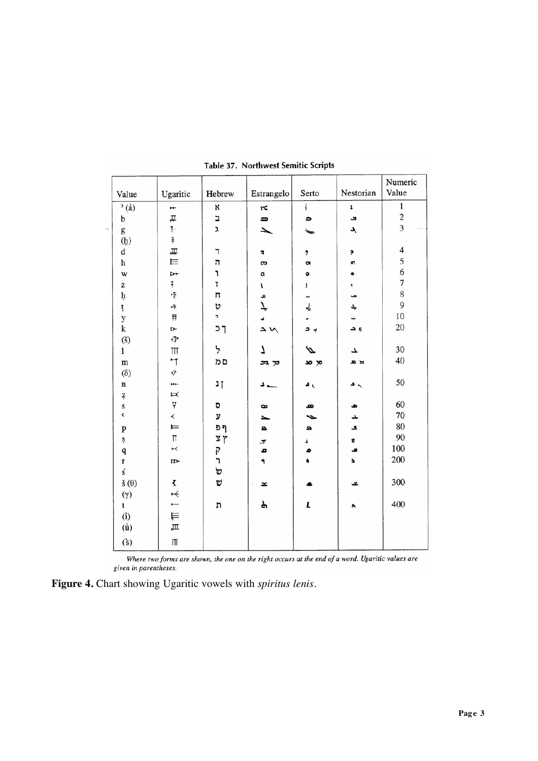**Table 37. Northwest Semitic Scripts**

| Value | Ugaritic | Hebrew | Estrangelo | Serto | Nestorian | Numeric Value |
|---|---|---|---|---|---|---|
| ʾ (å) | 𐎀 | א | ܐ | ܐ | ܐ | 1 |
| b | 𐎁 | ב | ܒ | ܒ | ܒ | 2 |
| g | 𐎂 | ג | ܓ | ܓ | ܓ | 3 |
| (ḫ) | 𐎃 | | | | | |
| d | 𐎄 | ד | ܕ | ܕ | ܕ | 4 |
| h | 𐎅 | ה | ܗ | ܗ | ܗ | 5 |
| w | 𐎆 | ו | ܘ | ܘ | ܘ | 6 |
| z | 𐎇 | ז | ܙ | ܙ | ܙ | 7 |
| ḥ | 𐎈 | ח | ܚ | ܚ | ܚ | 8 |
| ṭ | 𐎉 | ט | ܛ | ܛ | ܛ | 9 |
| y | 𐎊 | י | ܝ | ܝ | ܝ | 10 |
| k | 𐎋 | כ ך | ܟ ܟ | ܟ ܟ | ܟ ܟ | 20 |
| (š) | 𐎌 | | | | | |
| l | 𐎍 | ל | ܠ | ܠ | ܠ | 30 |
| m | 𐎎 | מ ם | ܡ ܡ | ܡ ܡ | ܡ ܡ | 40 |
| (δ) | 𐎏 | | | | | |
| n | 𐎐 | נ ן | ܢ ܢ | ܢ ܢ | ܢ ܢ | 50 |
| ẓ | 𐎑 | | | | | |
| s | 𐎒 | ס | ܣ | ܣ | ܣ | 60 |
| ʿ | 𐎓 | ע | ܥ | ܥ | ܥ | 70 |
| p | 𐎔 | פ ף | ܦ | ܦ | ܦ | 80 |
| ṣ | 𐎕 | צ ץ | ܨ | ܨ | ܨ | 90 |
| q | 𐎖 | ק | ܩ | ܩ | ܩ | 100 |
| r | 𐎗 | ר | ܪ | ܪ | ܪ | 200 |
| ś | | שׂ | | | | |
| š (θ) | 𐎘 | שׁ | ܫ | ܫ | ܫ | 300 |
| (γ) | 𐎙 | | | | | |
| t | 𐎚 | ת | ܬ | ܬ | ܬ | 400 |
| (ỉ) | 𐎛 | | | | | |
| (ủ) | 𐎜 | | | | | |
| (s̀) | 𐎝 | | | | | |

*Where two forms are shown, the one on the right occurs at the end of a word. Ugaritic values are given in parentheses.*

**Figure 4.** Chart showing Ugaritic vowels with *spiritus lenis*.